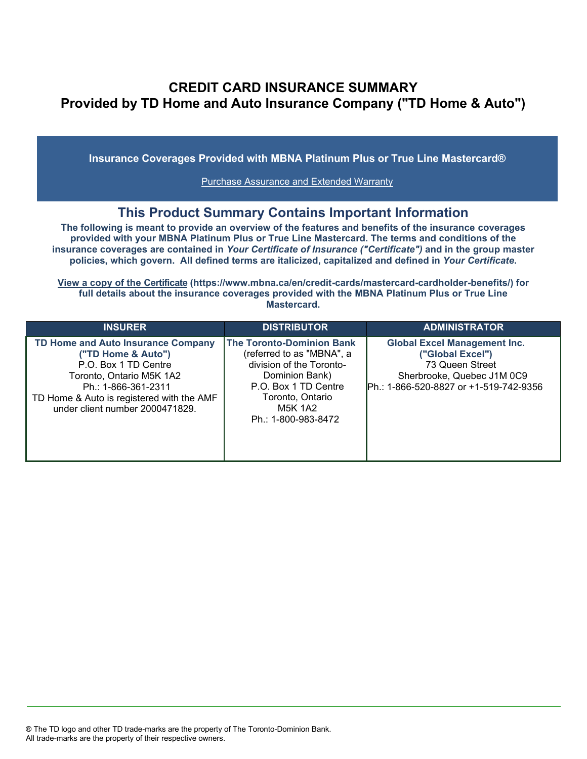# CREDIT CARD INSURANCE SUMMARY
## Provided by TD Home and Auto Insurance Company ("TD Home & Auto")

**Insurance Coverages Provided with MBNA Platinum Plus or True Line Mastercard®**

Purchase Assurance and Extended Warranty

## This Product Summary Contains Important Information

**The following is meant to provide an overview of the features and benefits of the insurance coverages provided with your MBNA Platinum Plus or True Line Mastercard. The terms and conditions of the insurance coverages are contained in *Your Certificate of Insurance ("Certificate")* and in the group master policies, which govern. All defined terms are italicized, capitalized and defined in *Your Certificate*.**

**View a copy of the Certificate (https://www.mbna.ca/en/credit-cards/mastercard-cardholder-benefits/) for full details about the insurance coverages provided with the MBNA Platinum Plus or True Line Mastercard.**

| INSURER | DISTRIBUTOR | ADMINISTRATOR |
| --- | --- | --- |
| **TD Home and Auto Insurance Company ("TD Home & Auto")**<br>P.O. Box 1 TD Centre<br>Toronto, Ontario M5K 1A2<br>Ph.: 1-866-361-2311<br>TD Home & Auto is registered with the AMF under client number 2000471829. | **The Toronto-Dominion Bank**<br>(referred to as "MBNA", a division of the Toronto-Dominion Bank)<br>P.O. Box 1 TD Centre<br>Toronto, Ontario<br>M5K 1A2<br>Ph.: 1-800-983-8472 | **Global Excel Management Inc. ("Global Excel")**<br>73 Queen Street<br>Sherbrooke, Quebec J1M 0C9<br>Ph.: 1-866-520-8827 or +1-519-742-9356 |

® The TD logo and other TD trade-marks are the property of The Toronto-Dominion Bank.
All trade-marks are the property of their respective owners.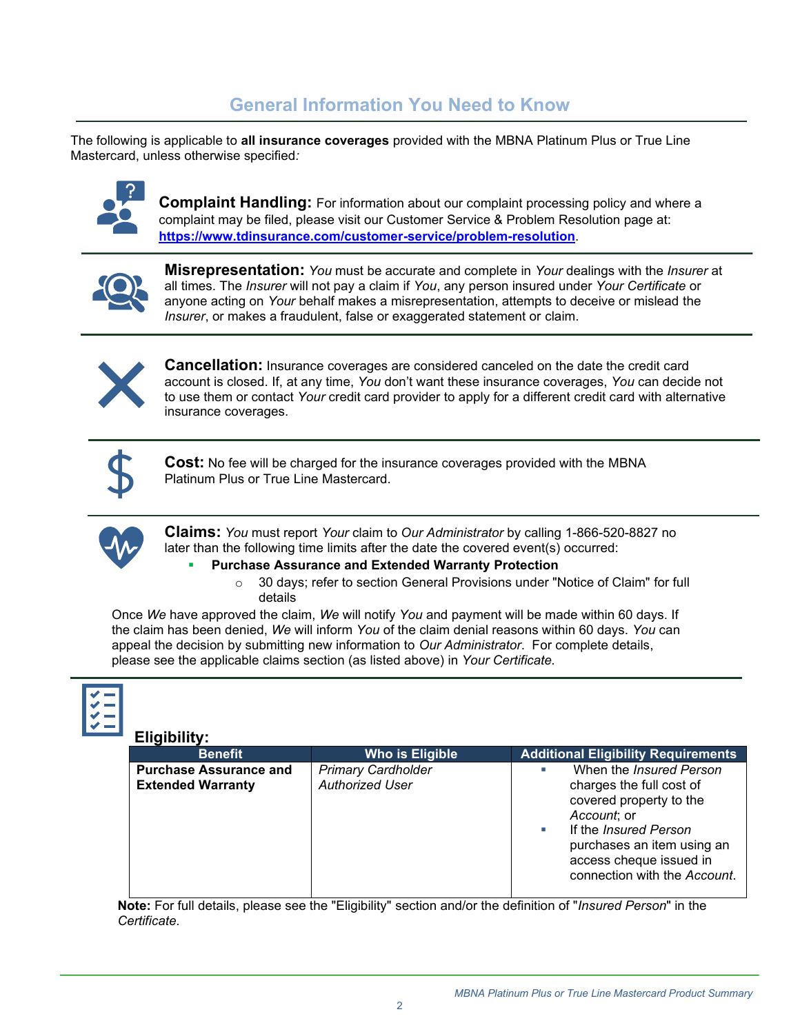## General Information You Need to Know

The following is applicable to **all insurance coverages** provided with the MBNA Platinum Plus or True Line Mastercard, unless otherwise specified*:*

**Complaint Handling:** For information about our complaint processing policy and where a complaint may be filed, please visit our Customer Service & Problem Resolution page at: **https://www.tdinsurance.com/customer-service/problem-resolution**.

**Misrepresentation:** *You* must be accurate and complete in *Your* dealings with the *Insurer* at all times. The *Insurer* will not pay a claim if *You*, any person insured under *Your Certificate* or anyone acting on *Your* behalf makes a misrepresentation, attempts to deceive or mislead the *Insurer*, or makes a fraudulent, false or exaggerated statement or claim.

**Cancellation:** Insurance coverages are considered canceled on the date the credit card account is closed. If, at any time, *You* don't want these insurance coverages, *You* can decide not to use them or contact *Your* credit card provider to apply for a different credit card with alternative insurance coverages.

**Cost:** No fee will be charged for the insurance coverages provided with the MBNA Platinum Plus or True Line Mastercard.

**Claims:** *You* must report *Your* claim to *Our Administrator* by calling 1-866-520-8827 no later than the following time limits after the date the covered event(s) occurred:

- **Purchase Assurance and Extended Warranty Protection**
  - 30 days; refer to section General Provisions under "Notice of Claim" for full details

Once *We* have approved the claim, *We* will notify *You* and payment will be made within 60 days. If the claim has been denied, *We* will inform *You* of the claim denial reasons within 60 days. *You* can appeal the decision by submitting new information to *Our Administrator*. For complete details, please see the applicable claims section (as listed above) in *Your Certificate.*

**Eligibility:**

| Benefit | Who is Eligible | Additional Eligibility Requirements |
|---|---|---|
| **Purchase Assurance and Extended Warranty** | *Primary Cardholder*<br>*Authorized User* | ▪ When the *Insured Person* charges the full cost of covered property to the *Account*; or<br>▪ If the *Insured Person* purchases an item using an access cheque issued in connection with the *Account*. |

**Note:** For full details, please see the "Eligibility" section and/or the definition of "*Insured Person*" in the *Certificate*.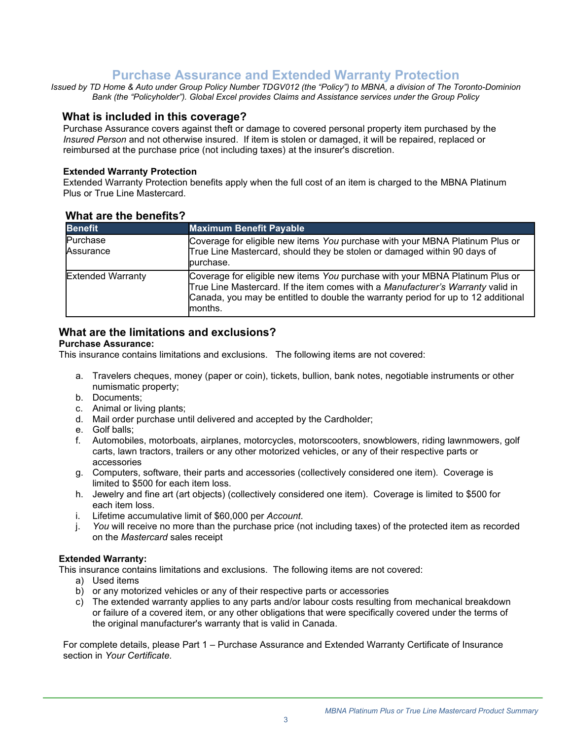# Purchase Assurance and Extended Warranty Protection

*Issued by TD Home & Auto under Group Policy Number TDGV012 (the "Policy") to MBNA, a division of The Toronto-Dominion Bank (the "Policyholder"). Global Excel provides Claims and Assistance services under the Group Policy*

## What is included in this coverage?

Purchase Assurance covers against theft or damage to covered personal property item purchased by the *Insured Person* and not otherwise insured. If item is stolen or damaged, it will be repaired, replaced or reimbursed at the purchase price (not including taxes) at the insurer's discretion.

**Extended Warranty Protection**

Extended Warranty Protection benefits apply when the full cost of an item is charged to the MBNA Platinum Plus or True Line Mastercard.

## What are the benefits?

| Benefit | Maximum Benefit Payable |
|---|---|
| Purchase Assurance | Coverage for eligible new items *You* purchase with your MBNA Platinum Plus or True Line Mastercard, should they be stolen or damaged within 90 days of purchase. |
| Extended Warranty | Coverage for eligible new items *You* purchase with your MBNA Platinum Plus or True Line Mastercard. If the item comes with a *Manufacturer's Warranty* valid in Canada, you may be entitled to double the warranty period for up to 12 additional months. |

## What are the limitations and exclusions?

**Purchase Assurance:**

This insurance contains limitations and exclusions. The following items are not covered:

a. Travelers cheques, money (paper or coin), tickets, bullion, bank notes, negotiable instruments or other numismatic property;
b. Documents;
c. Animal or living plants;
d. Mail order purchase until delivered and accepted by the Cardholder;
e. Golf balls;
f. Automobiles, motorboats, airplanes, motorcycles, motorscooters, snowblowers, riding lawnmowers, golf carts, lawn tractors, trailers or any other motorized vehicles, or any of their respective parts or accessories
g. Computers, software, their parts and accessories (collectively considered one item). Coverage is limited to $500 for each item loss.
h. Jewelry and fine art (art objects) (collectively considered one item). Coverage is limited to $500 for each item loss.
i. Lifetime accumulative limit of $60,000 per *Account*.
j. *You* will receive no more than the purchase price (not including taxes) of the protected item as recorded on the *Mastercard* sales receipt

**Extended Warranty:**

This insurance contains limitations and exclusions. The following items are not covered:

a) Used items
b) or any motorized vehicles or any of their respective parts or accessories
c) The extended warranty applies to any parts and/or labour costs resulting from mechanical breakdown or failure of a covered item, or any other obligations that were specifically covered under the terms of the original manufacturer's warranty that is valid in Canada.

For complete details, please Part 1 – Purchase Assurance and Extended Warranty Certificate of Insurance section in *Your Certificate*.